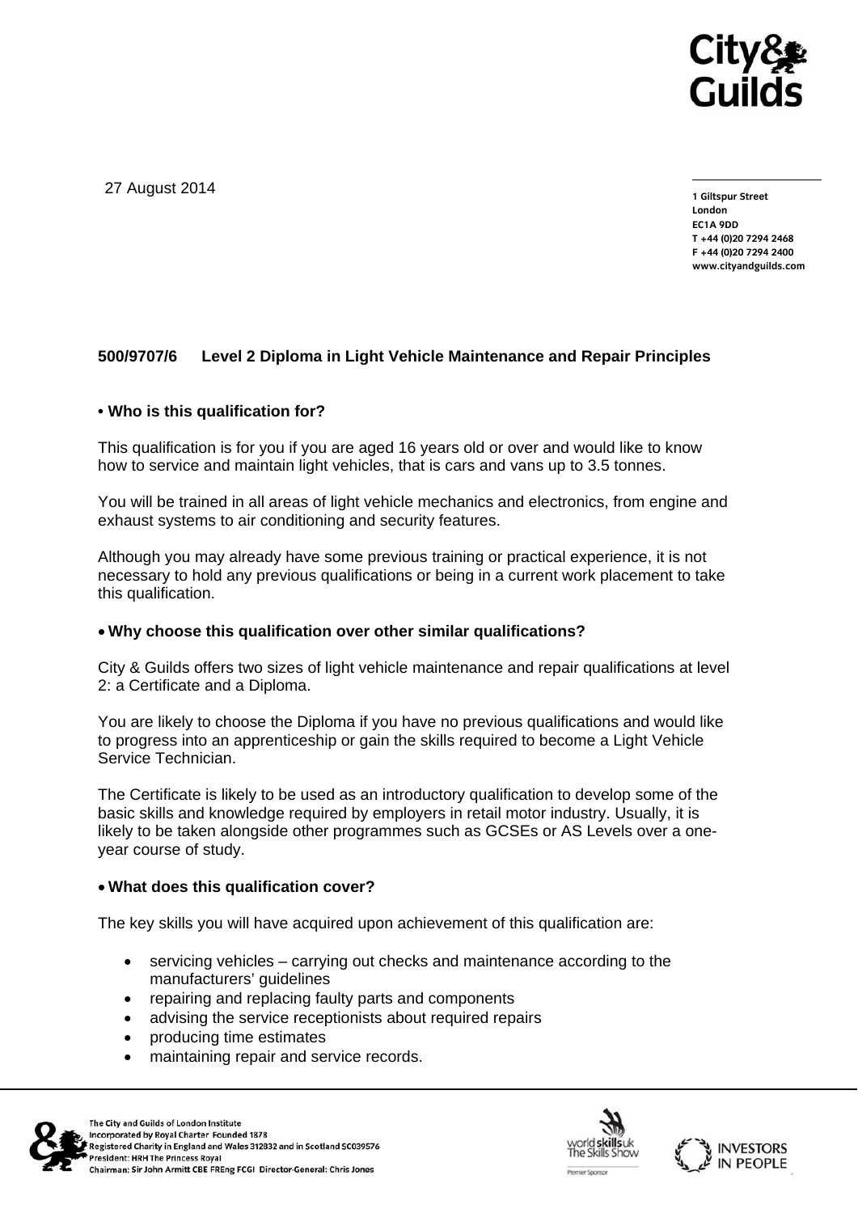27 August 2014

1 Giltspur Street
London
EC1A 9DD
T +44 (0)20 7294 2468
F +44 (0)20 7294 2400
www.cityandguilds.com

**500/9707/6 Level 2 Diploma in Light Vehicle Maintenance and Repair Principles**

### • Who is this qualification for?

This qualification is for you if you are aged 16 years old or over and would like to know how to service and maintain light vehicles, that is cars and vans up to 3.5 tonnes.

You will be trained in all areas of light vehicle mechanics and electronics, from engine and exhaust systems to air conditioning and security features.

Although you may already have some previous training or practical experience, it is not necessary to hold any previous qualifications or being in a current work placement to take this qualification.

### • Why choose this qualification over other similar qualifications?

City & Guilds offers two sizes of light vehicle maintenance and repair qualifications at level 2: a Certificate and a Diploma.

You are likely to choose the Diploma if you have no previous qualifications and would like to progress into an apprenticeship or gain the skills required to become a Light Vehicle Service Technician.

The Certificate is likely to be used as an introductory qualification to develop some of the basic skills and knowledge required by employers in retail motor industry. Usually, it is likely to be taken alongside other programmes such as GCSEs or AS Levels over a one-year course of study.

### • What does this qualification cover?

The key skills you will have acquired upon achievement of this qualification are:

- servicing vehicles – carrying out checks and maintenance according to the manufacturers' guidelines
- repairing and replacing faulty parts and components
- advising the service receptionists about required repairs
- producing time estimates
- maintaining repair and service records.

The City and Guilds of London Institute
Incorporated by Royal Charter Founded 1878
Registered Charity in England and Wales 312832 and in Scotland SC039576
President: HRH The Princess Royal
Chairman: Sir John Armitt CBE FREng FCGI Director-General: Chris Jones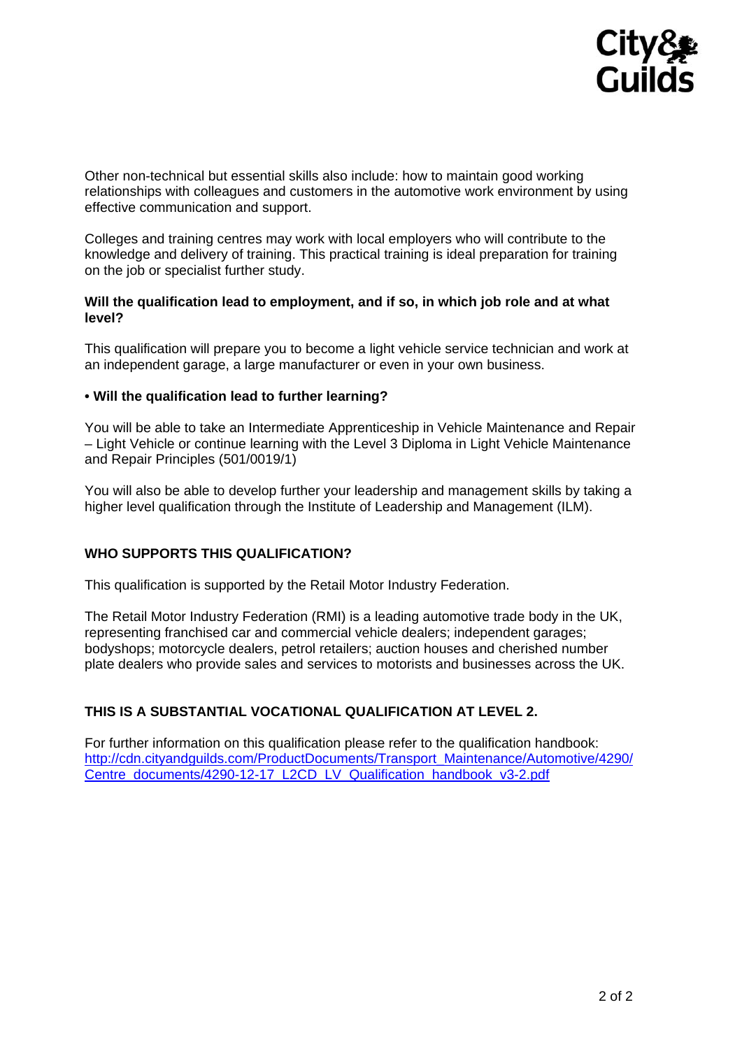Other non-technical but essential skills also include: how to maintain good working relationships with colleagues and customers in the automotive work environment by using effective communication and support.

Colleges and training centres may work with local employers who will contribute to the knowledge and delivery of training. This practical training is ideal preparation for training on the job or specialist further study.

**Will the qualification lead to employment, and if so, in which job role and at what level?**

This qualification will prepare you to become a light vehicle service technician and work at an independent garage, a large manufacturer or even in your own business.

**• Will the qualification lead to further learning?**

You will be able to take an Intermediate Apprenticeship in Vehicle Maintenance and Repair – Light Vehicle or continue learning with the Level 3 Diploma in Light Vehicle Maintenance and Repair Principles (501/0019/1)

You will also be able to develop further your leadership and management skills by taking a higher level qualification through the Institute of Leadership and Management (ILM).

## WHO SUPPORTS THIS QUALIFICATION?

This qualification is supported by the Retail Motor Industry Federation.

The Retail Motor Industry Federation (RMI) is a leading automotive trade body in the UK, representing franchised car and commercial vehicle dealers; independent garages; bodyshops; motorcycle dealers, petrol retailers; auction houses and cherished number plate dealers who provide sales and services to motorists and businesses across the UK.

## THIS IS A SUBSTANTIAL VOCATIONAL QUALIFICATION AT LEVEL 2.

For further information on this qualification please refer to the qualification handbook:
[http://cdn.cityandguilds.com/ProductDocuments/Transport_Maintenance/Automotive/4290/Centre_documents/4290-12-17_L2CD_LV_Qualification_handbook_v3-2.pdf](http://cdn.cityandguilds.com/ProductDocuments/Transport_Maintenance/Automotive/4290/Centre_documents/4290-12-17_L2CD_LV_Qualification_handbook_v3-2.pdf)